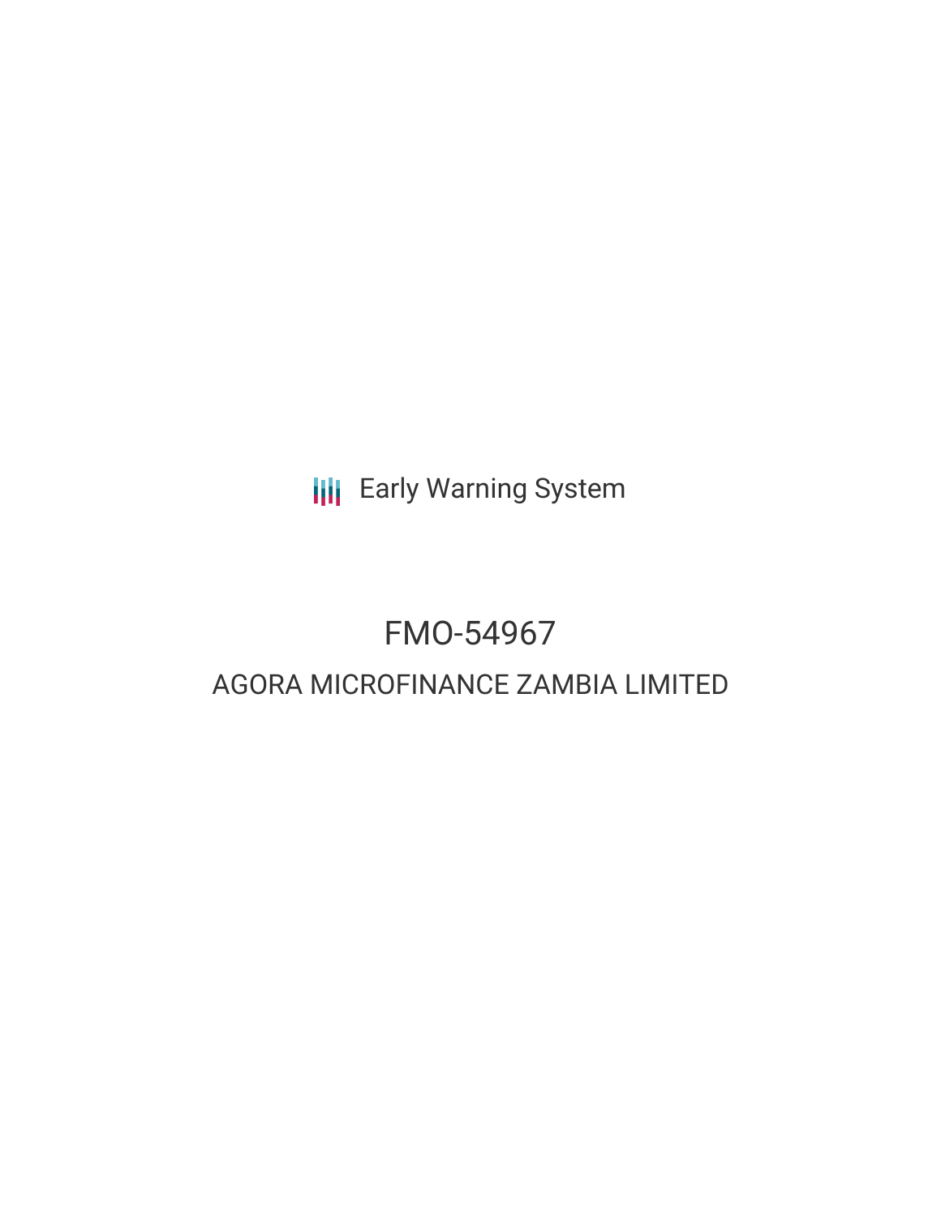Early Warning System

# FMO-54967

## AGORA MICROFINANCE ZAMBIA LIMITED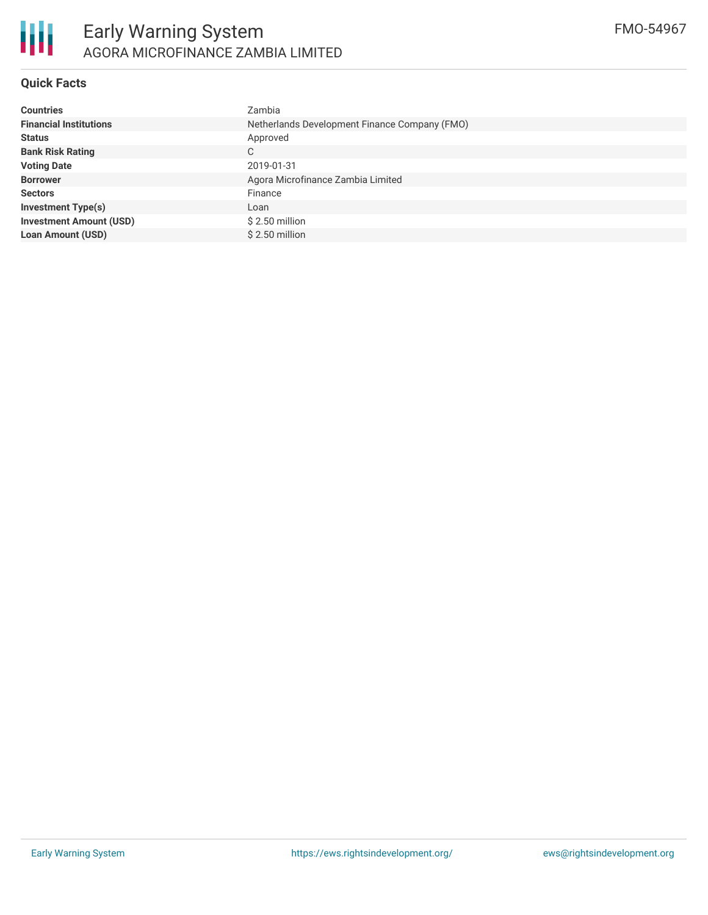# Early Warning System

AGORA MICROFINANCE ZAMBIA LIMITED

FMO-54967

## Quick Facts

| | |
|---|---|
| **Countries** | Zambia |
| **Financial Institutions** | Netherlands Development Finance Company (FMO) |
| **Status** | Approved |
| **Bank Risk Rating** | C |
| **Voting Date** | 2019-01-31 |
| **Borrower** | Agora Microfinance Zambia Limited |
| **Sectors** | Finance |
| **Investment Type(s)** | Loan |
| **Investment Amount (USD)** | $ 2.50 million |
| **Loan Amount (USD)** | $ 2.50 million |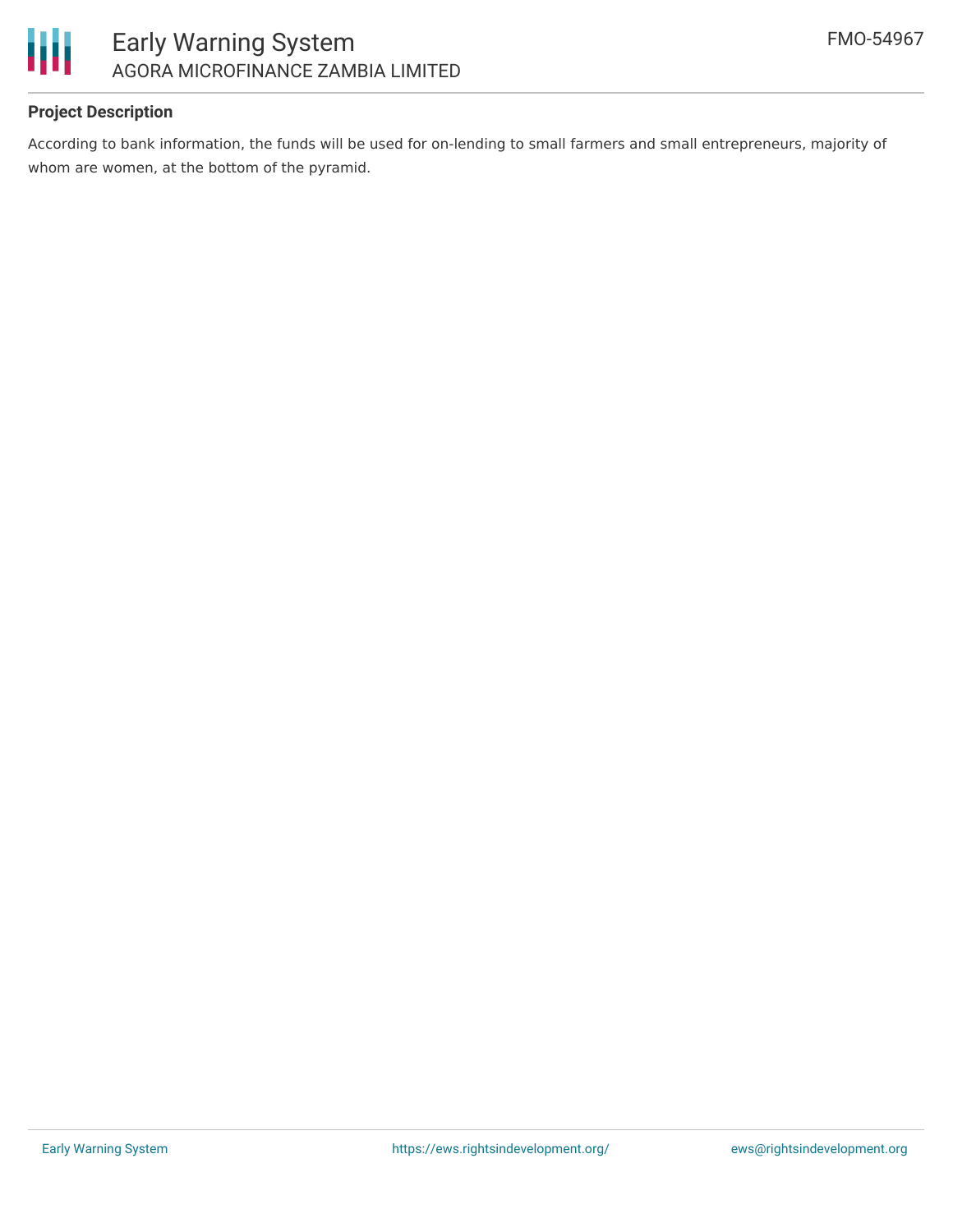### Project Description

According to bank information, the funds will be used for on-lending to small farmers and small entrepreneurs, majority of whom are women, at the bottom of the pyramid.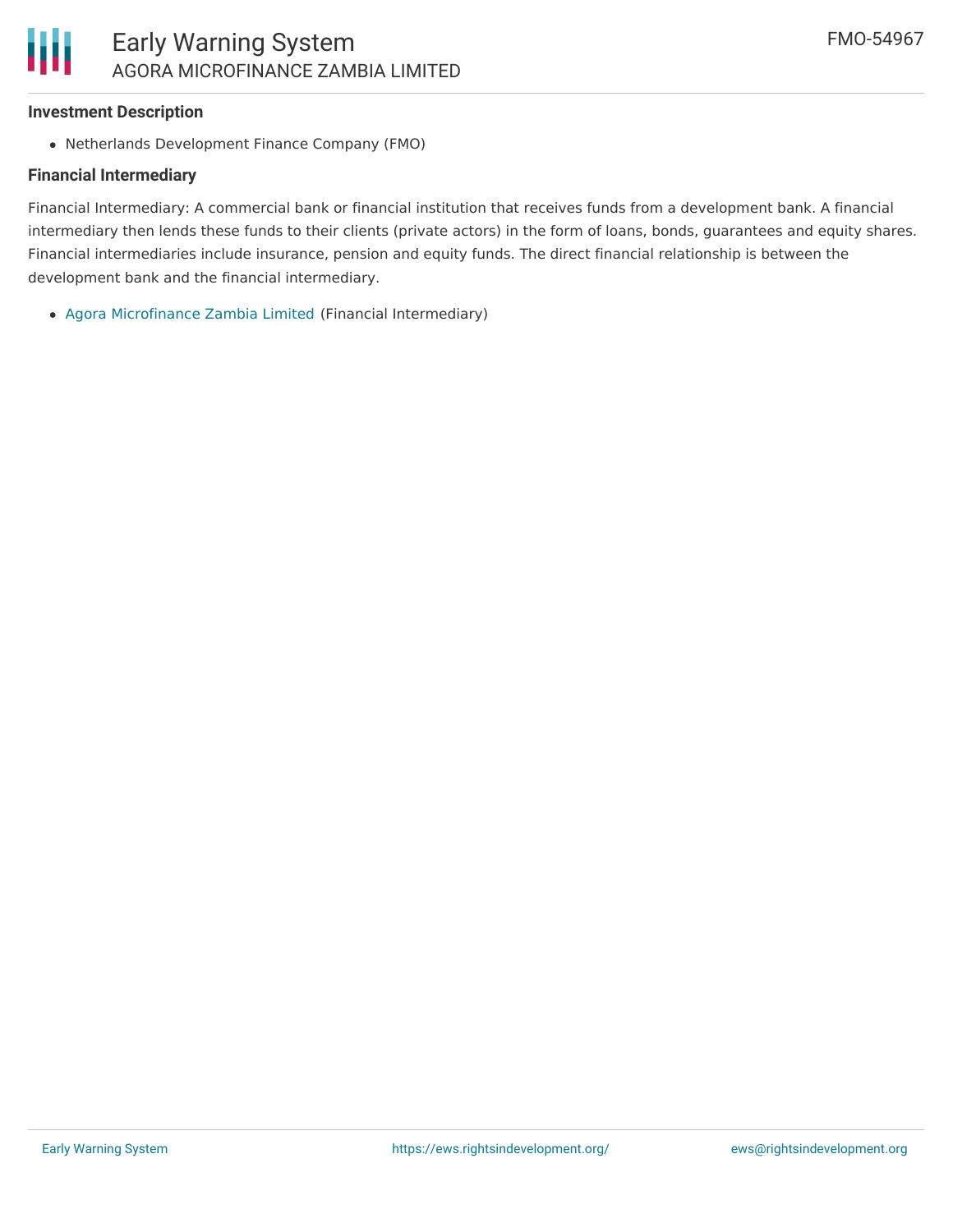### Investment Description

- Netherlands Development Finance Company (FMO)

### Financial Intermediary

Financial Intermediary: A commercial bank or financial institution that receives funds from a development bank. A financial intermediary then lends these funds to their clients (private actors) in the form of loans, bonds, guarantees and equity shares. Financial intermediaries include insurance, pension and equity funds. The direct financial relationship is between the development bank and the financial intermediary.

- Agora Microfinance Zambia Limited (Financial Intermediary)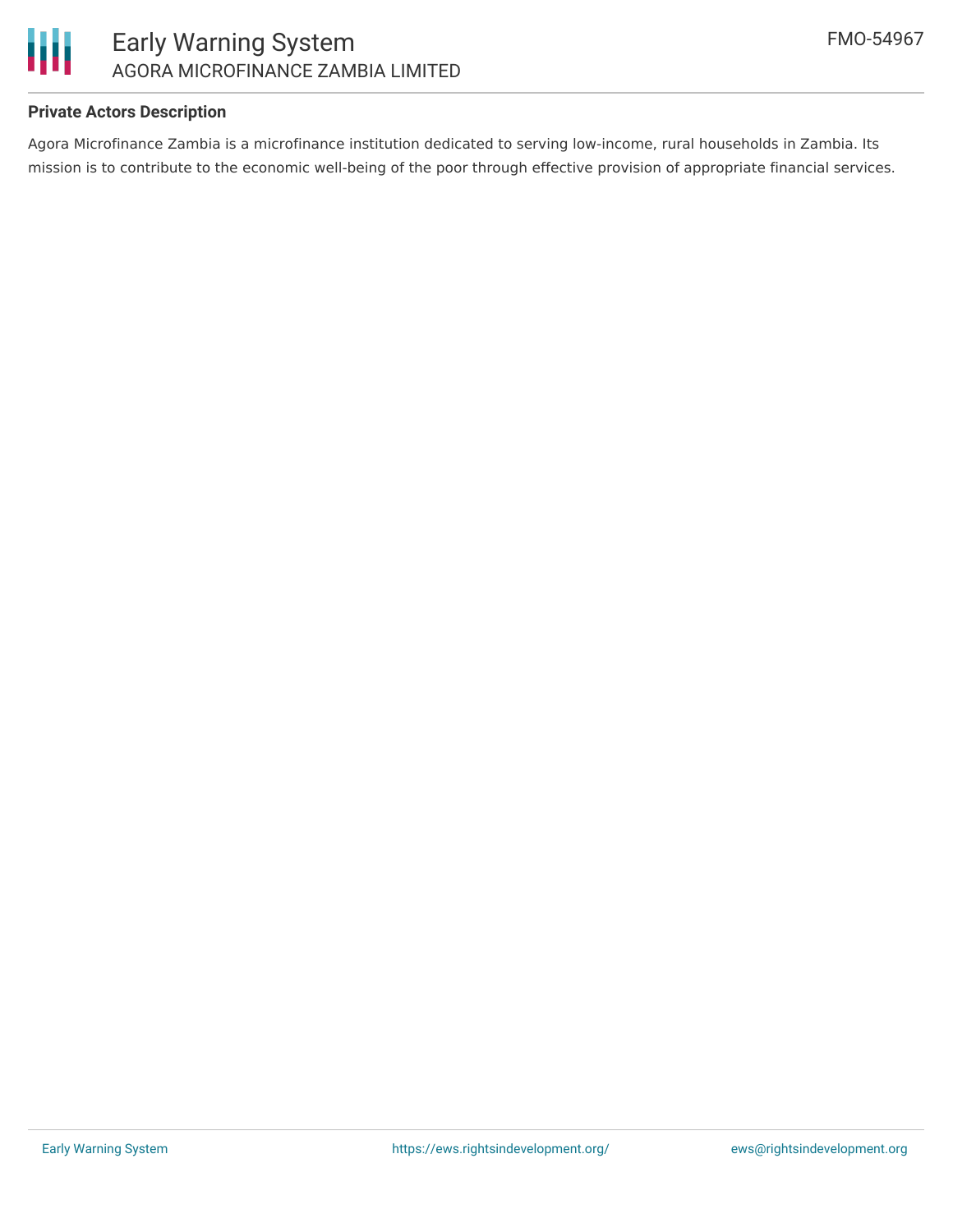**Private Actors Description**

Agora Microfinance Zambia is a microfinance institution dedicated to serving low-income, rural households in Zambia. Its mission is to contribute to the economic well-being of the poor through effective provision of appropriate financial services.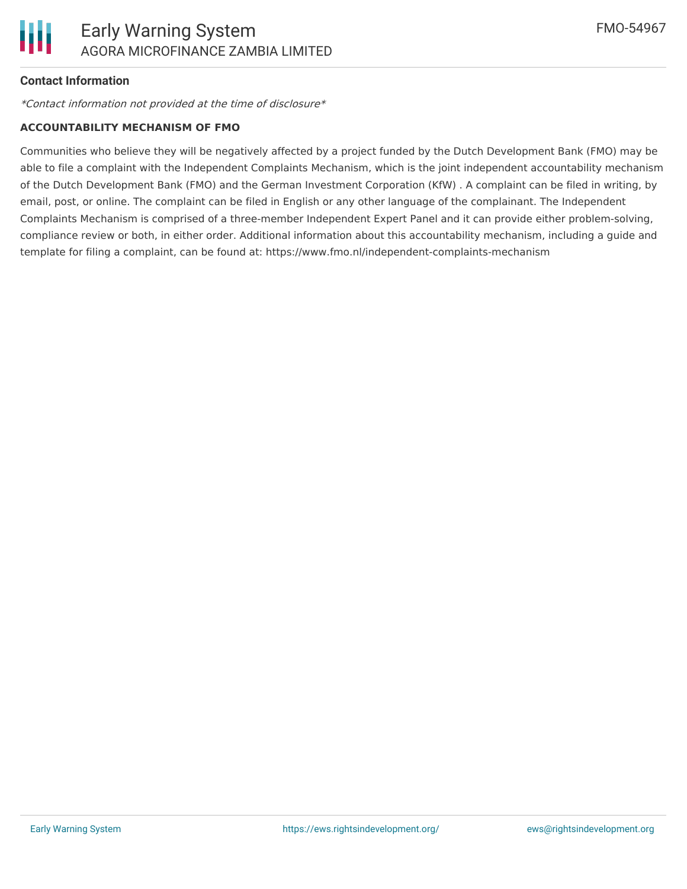**Contact Information**

*\*Contact information not provided at the time of disclosure\**

**ACCOUNTABILITY MECHANISM OF FMO**

Communities who believe they will be negatively affected by a project funded by the Dutch Development Bank (FMO) may be able to file a complaint with the Independent Complaints Mechanism, which is the joint independent accountability mechanism of the Dutch Development Bank (FMO) and the German Investment Corporation (KfW) . A complaint can be filed in writing, by email, post, or online. The complaint can be filed in English or any other language of the complainant. The Independent Complaints Mechanism is comprised of a three-member Independent Expert Panel and it can provide either problem-solving, compliance review or both, in either order. Additional information about this accountability mechanism, including a guide and template for filing a complaint, can be found at: https://www.fmo.nl/independent-complaints-mechanism